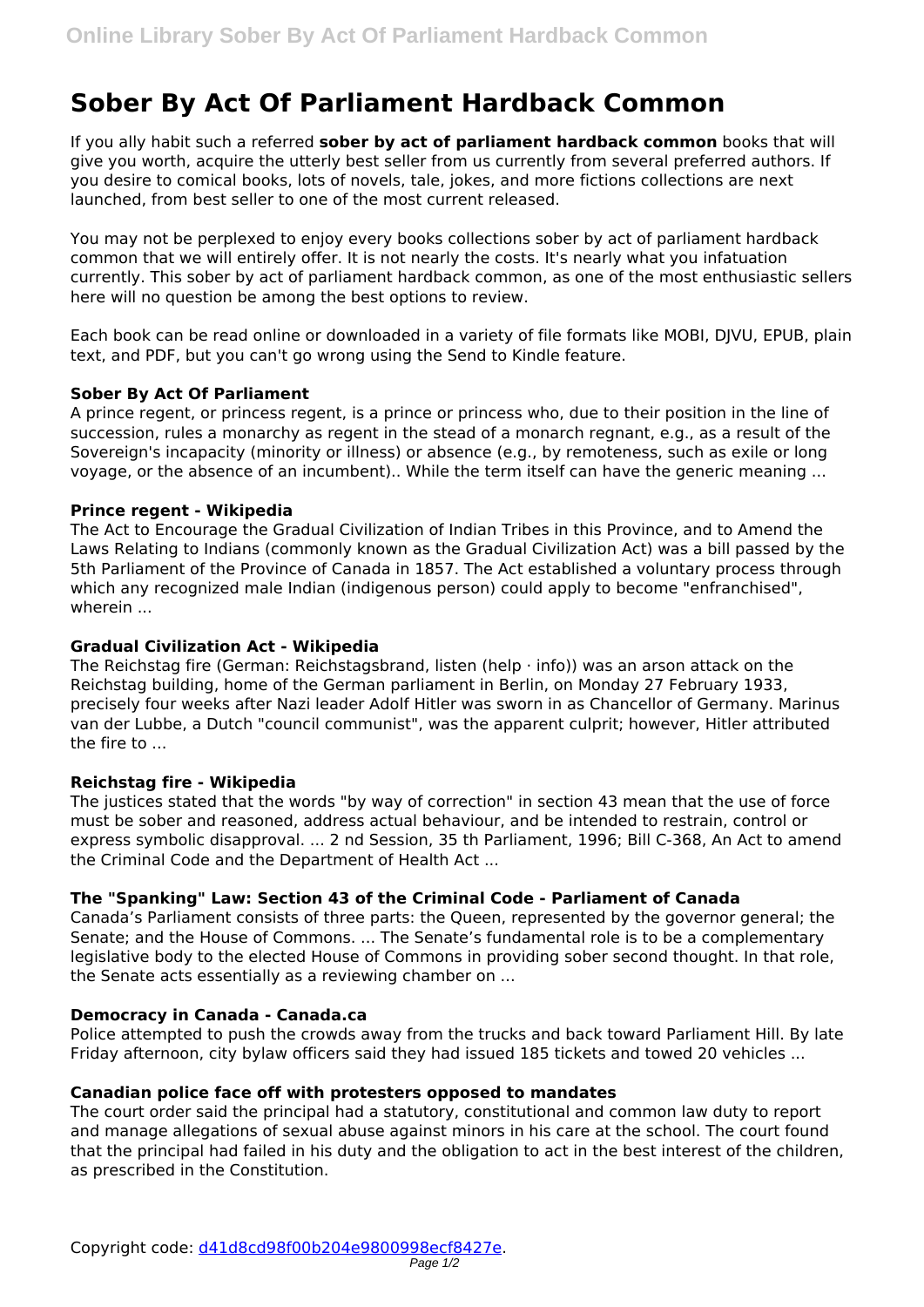# Sober By Act Of Parliament Hardback Common

If you ally habit such a referred **sober by act of parliament hardback common** books that will give you worth, acquire the utterly best seller from us currently from several preferred authors. If you desire to comical books, lots of novels, tale, jokes, and more fictions collections are next launched, from best seller to one of the most current released.

You may not be perplexed to enjoy every books collections sober by act of parliament hardback common that we will entirely offer. It is not nearly the costs. It's nearly what you infatuation currently. This sober by act of parliament hardback common, as one of the most enthusiastic sellers here will no question be among the best options to review.

Each book can be read online or downloaded in a variety of file formats like MOBI, DJVU, EPUB, plain text, and PDF, but you can't go wrong using the Send to Kindle feature.

### Sober By Act Of Parliament

A prince regent, or princess regent, is a prince or princess who, due to their position in the line of succession, rules a monarchy as regent in the stead of a monarch regnant, e.g., as a result of the Sovereign's incapacity (minority or illness) or absence (e.g., by remoteness, such as exile or long voyage, or the absence of an incumbent).. While the term itself can have the generic meaning ...

### Prince regent - Wikipedia

The Act to Encourage the Gradual Civilization of Indian Tribes in this Province, and to Amend the Laws Relating to Indians (commonly known as the Gradual Civilization Act) was a bill passed by the 5th Parliament of the Province of Canada in 1857. The Act established a voluntary process through which any recognized male Indian (indigenous person) could apply to become "enfranchised", wherein ...

### Gradual Civilization Act - Wikipedia

The Reichstag fire (German: Reichstagsbrand, listen (help · info)) was an arson attack on the Reichstag building, home of the German parliament in Berlin, on Monday 27 February 1933, precisely four weeks after Nazi leader Adolf Hitler was sworn in as Chancellor of Germany. Marinus van der Lubbe, a Dutch "council communist", was the apparent culprit; however, Hitler attributed the fire to ...

### Reichstag fire - Wikipedia

The justices stated that the words "by way of correction" in section 43 mean that the use of force must be sober and reasoned, address actual behaviour, and be intended to restrain, control or express symbolic disapproval. ... 2 nd Session, 35 th Parliament, 1996; Bill C-368, An Act to amend the Criminal Code and the Department of Health Act ...

### The "Spanking" Law: Section 43 of the Criminal Code - Parliament of Canada

Canada's Parliament consists of three parts: the Queen, represented by the governor general; the Senate; and the House of Commons. ... The Senate's fundamental role is to be a complementary legislative body to the elected House of Commons in providing sober second thought. In that role, the Senate acts essentially as a reviewing chamber on ...

### Democracy in Canada - Canada.ca

Police attempted to push the crowds away from the trucks and back toward Parliament Hill. By late Friday afternoon, city bylaw officers said they had issued 185 tickets and towed 20 vehicles ...

### Canadian police face off with protesters opposed to mandates

The court order said the principal had a statutory, constitutional and common law duty to report and manage allegations of sexual abuse against minors in his care at the school. The court found that the principal had failed in his duty and the obligation to act in the best interest of the children, as prescribed in the Constitution.

Copyright code: d41d8cd98f00b204e9800998ecf8427e.